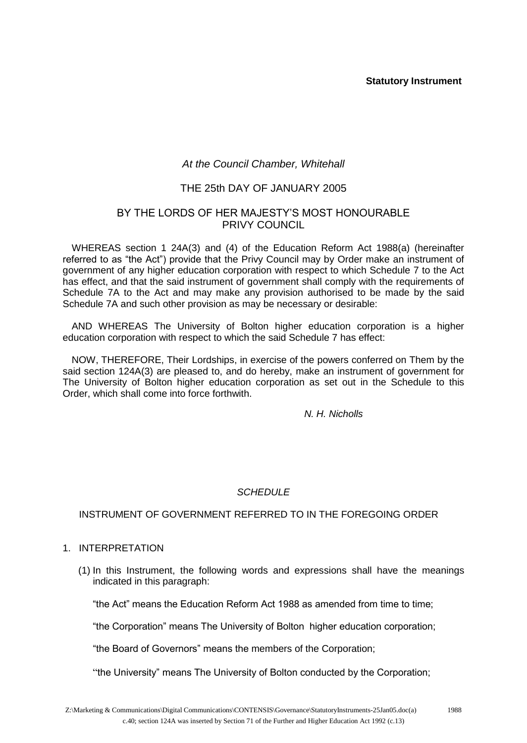**Statutory Instrument**

*At the Council Chamber, Whitehall*

THE 25th DAY OF JANUARY 2005

BY THE LORDS OF HER MAJESTY'S MOST HONOURABLE PRIVY COUNCIL

WHEREAS section 1 24A(3) and (4) of the Education Reform Act 1988(a) (hereinafter referred to as "the Act") provide that the Privy Council may by Order make an instrument of government of any higher education corporation with respect to which Schedule 7 to the Act has effect, and that the said instrument of government shall comply with the requirements of Schedule 7A to the Act and may make any provision authorised to be made by the said Schedule 7A and such other provision as may be necessary or desirable:

AND WHEREAS The University of Bolton higher education corporation is a higher education corporation with respect to which the said Schedule 7 has effect:

NOW, THEREFORE, Their Lordships, in exercise of the powers conferred on Them by the said section 124A(3) are pleased to, and do hereby, make an instrument of government for The University of Bolton higher education corporation as set out in the Schedule to this Order, which shall come into force forthwith.

*N. H. Nicholls*

*SCHEDULE*

INSTRUMENT OF GOVERNMENT REFERRED TO IN THE FOREGOING ORDER

1. INTERPRETATION

   (1) In this Instrument, the following words and expressions shall have the meanings indicated in this paragraph:

   "the Act" means the Education Reform Act 1988 as amended from time to time;

   "the Corporation" means The University of Bolton higher education corporation;

   "the Board of Governors" means the members of the Corporation;

   "the University" means The University of Bolton conducted by the Corporation;

(a) 1988 c.40; section 124A was inserted by Section 71 of the Further and Higher Education Act 1992 (c.13)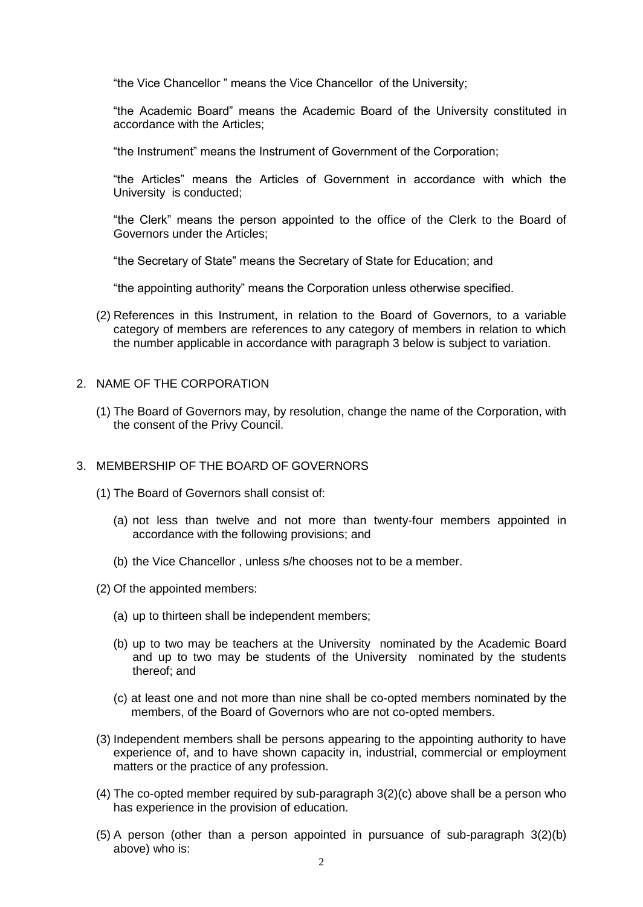"the Vice Chancellor " means the Vice Chancellor of the University;

"the Academic Board" means the Academic Board of the University constituted in accordance with the Articles;

"the Instrument" means the Instrument of Government of the Corporation;

"the Articles" means the Articles of Government in accordance with which the University is conducted;

"the Clerk" means the person appointed to the office of the Clerk to the Board of Governors under the Articles;

"the Secretary of State" means the Secretary of State for Education; and

"the appointing authority" means the Corporation unless otherwise specified.

(2) References in this Instrument, in relation to the Board of Governors, to a variable category of members are references to any category of members in relation to which the number applicable in accordance with paragraph 3 below is subject to variation.

## 2. NAME OF THE CORPORATION

(1) The Board of Governors may, by resolution, change the name of the Corporation, with the consent of the Privy Council.

## 3. MEMBERSHIP OF THE BOARD OF GOVERNORS

(1) The Board of Governors shall consist of:

(a) not less than twelve and not more than twenty-four members appointed in accordance with the following provisions; and

(b) the Vice Chancellor , unless s/he chooses not to be a member.

(2) Of the appointed members:

(a) up to thirteen shall be independent members;

(b) up to two may be teachers at the University nominated by the Academic Board and up to two may be students of the University nominated by the students thereof; and

(c) at least one and not more than nine shall be co-opted members nominated by the members, of the Board of Governors who are not co-opted members.

(3) Independent members shall be persons appearing to the appointing authority to have experience of, and to have shown capacity in, industrial, commercial or employment matters or the practice of any profession.

(4) The co-opted member required by sub-paragraph 3(2)(c) above shall be a person who has experience in the provision of education.

(5) A person (other than a person appointed in pursuance of sub-paragraph 3(2)(b) above) who is: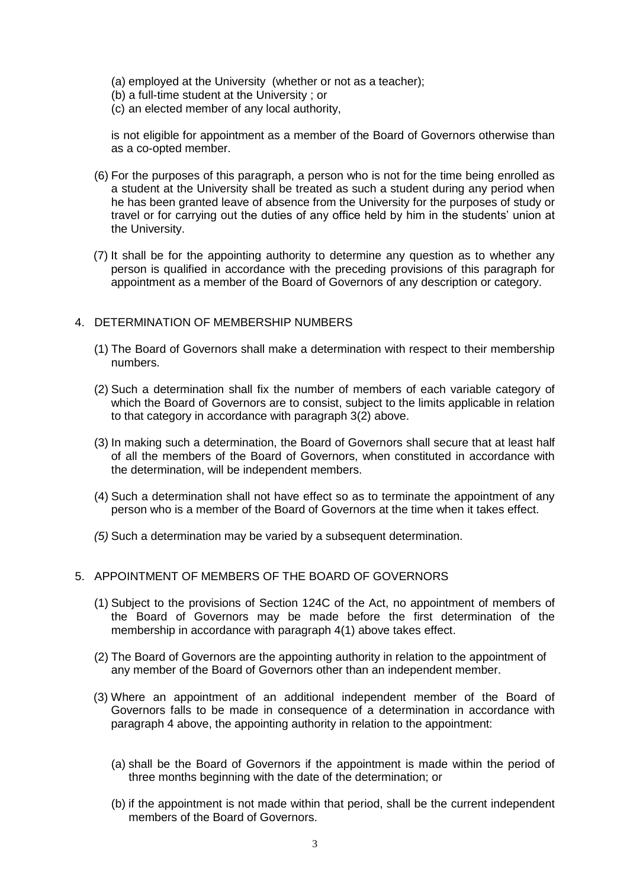(a) employed at the University (whether or not as a teacher);
(b) a full-time student at the University ; or
(c) an elected member of any local authority,

is not eligible for appointment as a member of the Board of Governors otherwise than as a co-opted member.

(6) For the purposes of this paragraph, a person who is not for the time being enrolled as a student at the University shall be treated as such a student during any period when he has been granted leave of absence from the University for the purposes of study or travel or for carrying out the duties of any office held by him in the students' union at the University.

(7) It shall be for the appointing authority to determine any question as to whether any person is qualified in accordance with the preceding provisions of this paragraph for appointment as a member of the Board of Governors of any description or category.

4. DETERMINATION OF MEMBERSHIP NUMBERS

(1) The Board of Governors shall make a determination with respect to their membership numbers.

(2) Such a determination shall fix the number of members of each variable category of which the Board of Governors are to consist, subject to the limits applicable in relation to that category in accordance with paragraph 3(2) above.

(3) In making such a determination, the Board of Governors shall secure that at least half of all the members of the Board of Governors, when constituted in accordance with the determination, will be independent members.

(4) Such a determination shall not have effect so as to terminate the appointment of any person who is a member of the Board of Governors at the time when it takes effect.

*(5)* Such a determination may be varied by a subsequent determination.

5. APPOINTMENT OF MEMBERS OF THE BOARD OF GOVERNORS

(1) Subject to the provisions of Section 124C of the Act, no appointment of members of the Board of Governors may be made before the first determination of the membership in accordance with paragraph 4(1) above takes effect.

(2) The Board of Governors are the appointing authority in relation to the appointment of any member of the Board of Governors other than an independent member.

(3) Where an appointment of an additional independent member of the Board of Governors falls to be made in consequence of a determination in accordance with paragraph 4 above, the appointing authority in relation to the appointment:

(a) shall be the Board of Governors if the appointment is made within the period of three months beginning with the date of the determination; or

(b) if the appointment is not made within that period, shall be the current independent members of the Board of Governors.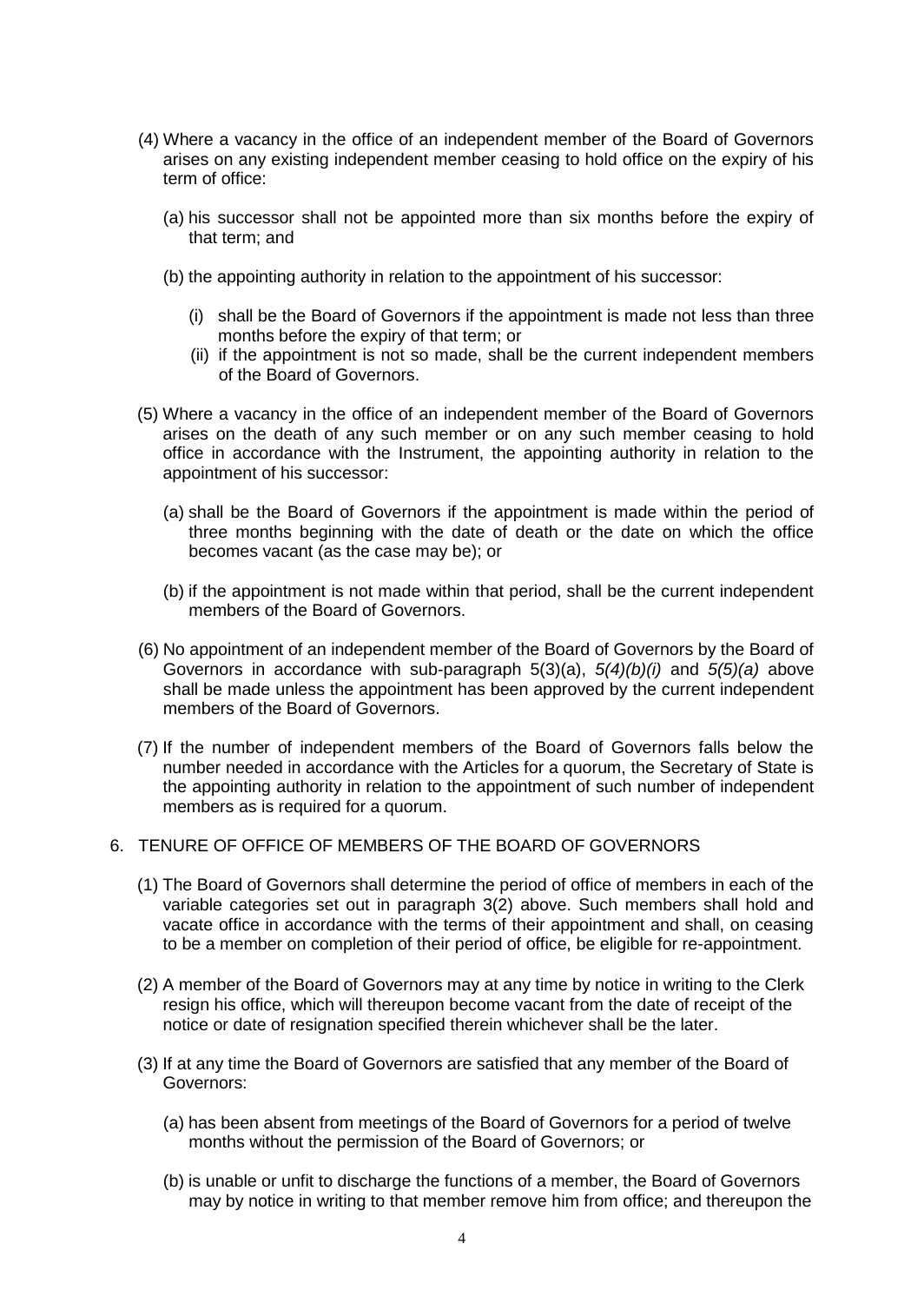(4) Where a vacancy in the office of an independent member of the Board of Governors arises on any existing independent member ceasing to hold office on the expiry of his term of office:

   (a) his successor shall not be appointed more than six months before the expiry of that term; and

   (b) the appointing authority in relation to the appointment of his successor:

      (i) shall be the Board of Governors if the appointment is made not less than three months before the expiry of that term; or
      (ii) if the appointment is not so made, shall be the current independent members of the Board of Governors.

(5) Where a vacancy in the office of an independent member of the Board of Governors arises on the death of any such member or on any such member ceasing to hold office in accordance with the Instrument, the appointing authority in relation to the appointment of his successor:

   (a) shall be the Board of Governors if the appointment is made within the period of three months beginning with the date of death or the date on which the office becomes vacant (as the case may be); or

   (b) if the appointment is not made within that period, shall be the current independent members of the Board of Governors.

(6) No appointment of an independent member of the Board of Governors by the Board of Governors in accordance with sub-paragraph 5(3)(a), *5(4)(b)(i)* and *5(5)(a)* above shall be made unless the appointment has been approved by the current independent members of the Board of Governors.

(7) If the number of independent members of the Board of Governors falls below the number needed in accordance with the Articles for a quorum, the Secretary of State is the appointing authority in relation to the appointment of such number of independent members as is required for a quorum.

6. TENURE OF OFFICE OF MEMBERS OF THE BOARD OF GOVERNORS

(1) The Board of Governors shall determine the period of office of members in each of the variable categories set out in paragraph 3(2) above. Such members shall hold and vacate office in accordance with the terms of their appointment and shall, on ceasing to be a member on completion of their period of office, be eligible for re-appointment.

(2) A member of the Board of Governors may at any time by notice in writing to the Clerk resign his office, which will thereupon become vacant from the date of receipt of the notice or date of resignation specified therein whichever shall be the later.

(3) If at any time the Board of Governors are satisfied that any member of the Board of Governors:

   (a) has been absent from meetings of the Board of Governors for a period of twelve months without the permission of the Board of Governors; or

   (b) is unable or unfit to discharge the functions of a member, the Board of Governors may by notice in writing to that member remove him from office; and thereupon the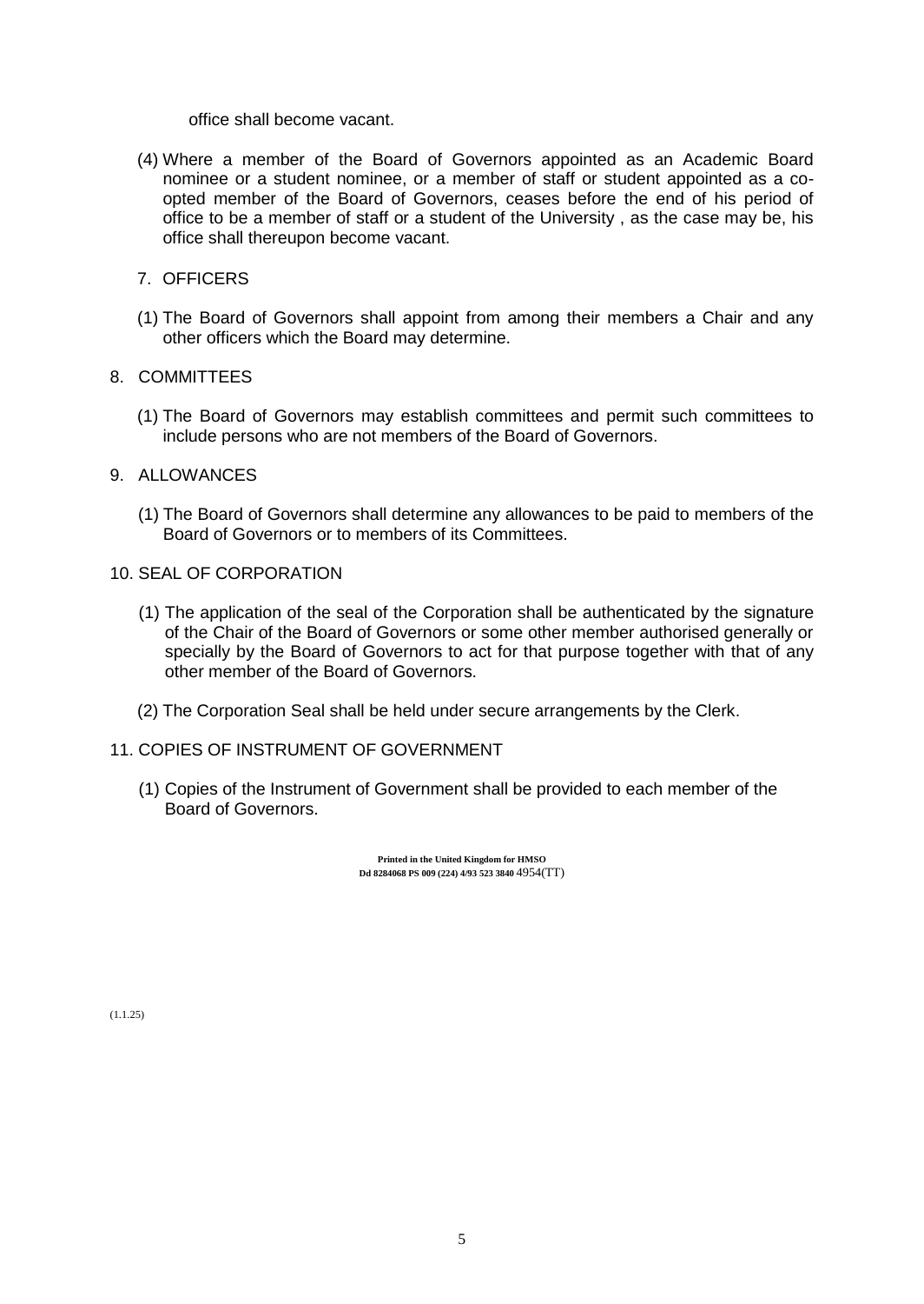office shall become vacant.

(4) Where a member of the Board of Governors appointed as an Academic Board nominee or a student nominee, or a member of staff or student appointed as a co-opted member of the Board of Governors, ceases before the end of his period of office to be a member of staff or a student of the University , as the case may be, his office shall thereupon become vacant.

7. OFFICERS

(1) The Board of Governors shall appoint from among their members a Chair and any other officers which the Board may determine.

8. COMMITTEES

(1) The Board of Governors may establish committees and permit such committees to include persons who are not members of the Board of Governors.

9. ALLOWANCES

(1) The Board of Governors shall determine any allowances to be paid to members of the Board of Governors or to members of its Committees.

10. SEAL OF CORPORATION

(1) The application of the seal of the Corporation shall be authenticated by the signature of the Chair of the Board of Governors or some other member authorised generally or specially by the Board of Governors to act for that purpose together with that of any other member of the Board of Governors.

(2) The Corporation Seal shall be held under secure arrangements by the Clerk.

11. COPIES OF INSTRUMENT OF GOVERNMENT

(1) Copies of the Instrument of Government shall be provided to each member of the Board of Governors.

**Printed in the United Kingdom for HMSO**
**Dd 8284068 PS 009 (224) 4/93 523 3840** 4954(TT)

(1.1.25)